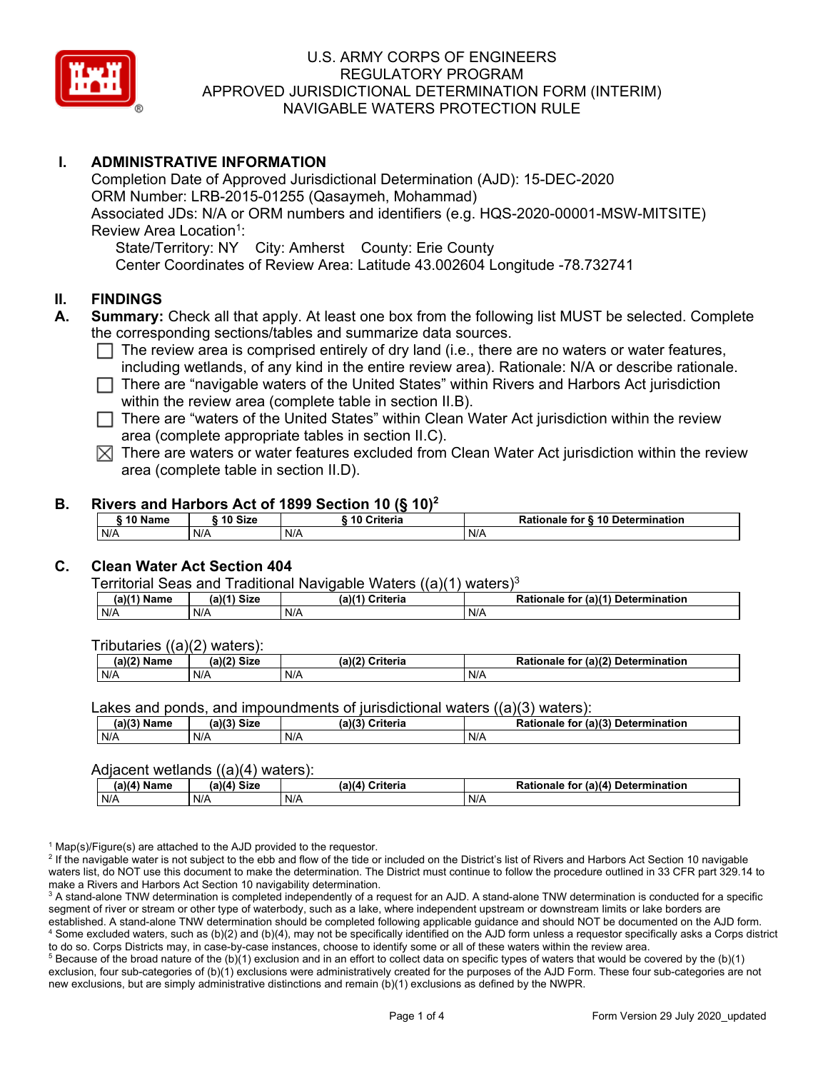# U.S. ARMY CORPS OF ENGINEERS
# REGULATORY PROGRAM
# APPROVED JURISDICTIONAL DETERMINATION FORM (INTERIM)
# NAVIGABLE WATERS PROTECTION RULE

## I. ADMINISTRATIVE INFORMATION

Completion Date of Approved Jurisdictional Determination (AJD): 15-DEC-2020
ORM Number: LRB-2015-01255 (Qasaymeh, Mohammad)
Associated JDs: N/A or ORM numbers and identifiers (e.g. HQS-2020-00001-MSW-MITSITE)
Review Area Location[1]:
State/Territory: NY City: Amherst County: Erie County
Center Coordinates of Review Area: Latitude 43.002604 Longitude -78.732741

## II. FINDINGS

**A. Summary:** Check all that apply. At least one box from the following list MUST be selected. Complete the corresponding sections/tables and summarize data sources.

- ☐ The review area is comprised entirely of dry land (i.e., there are no waters or water features, including wetlands, of any kind in the entire review area). Rationale: N/A or describe rationale.
- ☐ There are "navigable waters of the United States" within Rivers and Harbors Act jurisdiction within the review area (complete table in section II.B).
- ☐ There are "waters of the United States" within Clean Water Act jurisdiction within the review area (complete appropriate tables in section II.C).
- ☒ There are waters or water features excluded from Clean Water Act jurisdiction within the review area (complete table in section II.D).

**B. Rivers and Harbors Act of 1899 Section 10 (§ 10)[2]**

| § 10 Name | § 10 Size | § 10 Criteria | Rationale for § 10 Determination |
|---|---|---|---|
| N/A | N/A | N/A | N/A |

**C. Clean Water Act Section 404**

Territorial Seas and Traditional Navigable Waters ((a)(1) waters)[3]

| (a)(1) Name | (a)(1) Size | (a)(1) Criteria | Rationale for (a)(1) Determination |
|---|---|---|---|
| N/A | N/A | N/A | N/A |

Tributaries ((a)(2) waters):

| (a)(2) Name | (a)(2) Size | (a)(2) Criteria | Rationale for (a)(2) Determination |
|---|---|---|---|
| N/A | N/A | N/A | N/A |

Lakes and ponds, and impoundments of jurisdictional waters ((a)(3) waters):

| (a)(3) Name | (a)(3) Size | (a)(3) Criteria | Rationale for (a)(3) Determination |
|---|---|---|---|
| N/A | N/A | N/A | N/A |

Adjacent wetlands ((a)(4) waters):

| (a)(4) Name | (a)(4) Size | (a)(4) Criteria | Rationale for (a)(4) Determination |
|---|---|---|---|
| N/A | N/A | N/A | N/A |

[1] Map(s)/Figure(s) are attached to the AJD provided to the requestor.
[2] If the navigable water is not subject to the ebb and flow of the tide or included on the District's list of Rivers and Harbors Act Section 10 navigable waters list, do NOT use this document to make the determination. The District must continue to follow the procedure outlined in 33 CFR part 329.14 to make a Rivers and Harbors Act Section 10 navigability determination.
[3] A stand-alone TNW determination is completed independently of a request for an AJD. A stand-alone TNW determination is conducted for a specific segment of river or stream or other type of waterbody, such as a lake, where independent upstream or downstream limits or lake borders are established. A stand-alone TNW determination should be completed following applicable guidance and should NOT be documented on the AJD form.
[4] Some excluded waters, such as (b)(2) and (b)(4), may not be specifically identified on the AJD form unless a requestor specifically asks a Corps district to do so. Corps Districts may, in case-by-case instances, choose to identify some or all of these waters within the review area.
[5] Because of the broad nature of the (b)(1) exclusion and in an effort to collect data on specific types of waters that would be covered by the (b)(1) exclusion, four sub-categories of (b)(1) exclusions were administratively created for the purposes of the AJD Form. These four sub-categories are not new exclusions, but are simply administrative distinctions and remain (b)(1) exclusions as defined by the NWPR.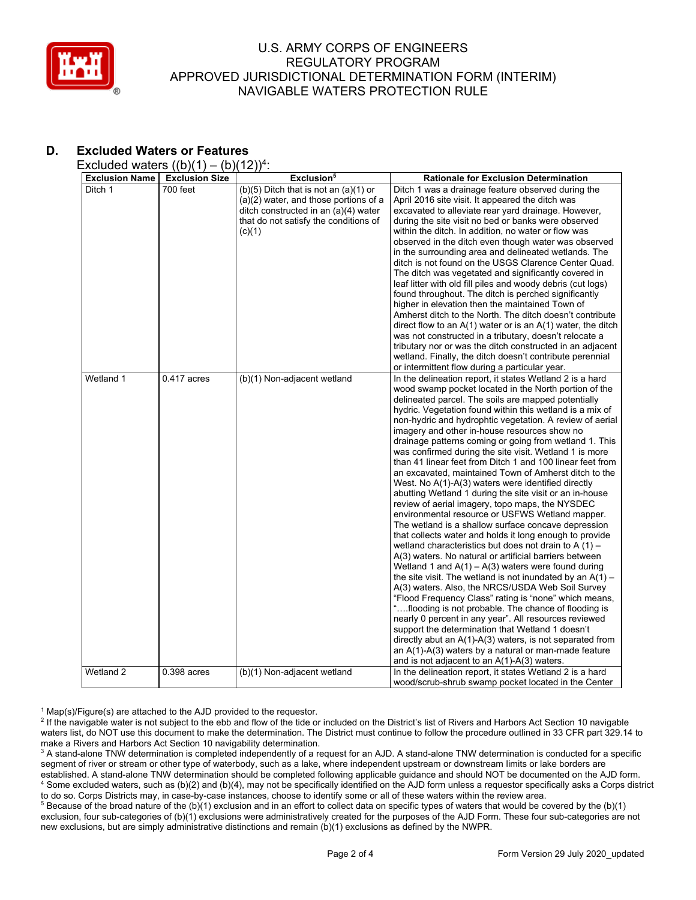## D. Excluded Waters or Features

Excluded waters ((b)(1) – (b)(12))[4]:

| Exclusion Name | Exclusion Size | Exclusion[5] | Rationale for Exclusion Determination |
|---|---|---|---|
| Ditch 1 | 700 feet | (b)(5) Ditch that is not an (a)(1) or (a)(2) water, and those portions of a ditch constructed in an (a)(4) water that do not satisfy the conditions of (c)(1) | Ditch 1 was a drainage feature observed during the April 2016 site visit. It appeared the ditch was excavated to alleviate rear yard drainage. However, during the site visit no bed or banks were observed within the ditch. In addition, no water or flow was observed in the ditch even though water was observed in the surrounding area and delineated wetlands. The ditch is not found on the USGS Clarence Center Quad. The ditch was vegetated and significantly covered in leaf litter with old fill piles and woody debris (cut logs) found throughout. The ditch is perched significantly higher in elevation then the maintained Town of Amherst ditch to the North. The ditch doesn't contribute direct flow to an A(1) water or is an A(1) water, the ditch was not constructed in a tributary, doesn't relocate a tributary nor or was the ditch constructed in an adjacent wetland. Finally, the ditch doesn't contribute perennial or intermittent flow during a particular year. |
| Wetland 1 | 0.417 acres | (b)(1) Non-adjacent wetland | In the delineation report, it states Wetland 2 is a hard wood swamp pocket located in the North portion of the delineated parcel. The soils are mapped potentially hydric. Vegetation found within this wetland is a mix of non-hydric and hydrophtic vegetation. A review of aerial imagery and other in-house resources show no drainage patterns coming or going from wetland 1. This was confirmed during the site visit. Wetland 1 is more than 41 linear feet from Ditch 1 and 100 linear feet from an excavated, maintained Town of Amherst ditch to the West. No A(1)-A(3) waters were identified directly abutting Wetland 1 during the site visit or an in-house review of aerial imagery, topo maps, the NYSDEC environmental resource or USFWS Wetland mapper. The wetland is a shallow surface concave depression that collects water and holds it long enough to provide wetland characteristics but does not drain to A (1) – A(3) waters. No natural or artificial barriers between Wetland 1 and A(1) – A(3) waters were found during the site visit. The wetland is not inundated by an A(1) – A(3) waters. Also, the NRCS/USDA Web Soil Survey "Flood Frequency Class" rating is "none" which means, "….flooding is not probable. The chance of flooding is nearly 0 percent in any year". All resources reviewed support the determination that Wetland 1 doesn't directly abut an A(1)-A(3) waters, is not separated from an A(1)-A(3) waters by a natural or man-made feature and is not adjacent to an A(1)-A(3) waters. |
| Wetland 2 | 0.398 acres | (b)(1) Non-adjacent wetland | In the delineation report, it states Wetland 2 is a hard wood/scrub-shrub swamp pocket located in the Center |

[1] Map(s)/Figure(s) are attached to the AJD provided to the requestor.

[2] If the navigable water is not subject to the ebb and flow of the tide or included on the District's list of Rivers and Harbors Act Section 10 navigable waters list, do NOT use this document to make the determination. The District must continue to follow the procedure outlined in 33 CFR part 329.14 to make a Rivers and Harbors Act Section 10 navigability determination.

[3] A stand-alone TNW determination is completed independently of a request for an AJD. A stand-alone TNW determination is conducted for a specific segment of river or stream or other type of waterbody, such as a lake, where independent upstream or downstream limits or lake borders are established. A stand-alone TNW determination should be completed following applicable guidance and should NOT be documented on the AJD form.

[4] Some excluded waters, such as (b)(2) and (b)(4), may not be specifically identified on the AJD form unless a requestor specifically asks a Corps district to do so. Corps Districts may, in case-by-case instances, choose to identify some or all of these waters within the review area.

[5] Because of the broad nature of the (b)(1) exclusion and in an effort to collect data on specific types of waters that would be covered by the (b)(1) exclusion, four sub-categories of (b)(1) exclusions were administratively created for the purposes of the AJD Form. These four sub-categories are not new exclusions, but are simply administrative distinctions and remain (b)(1) exclusions as defined by the NWPR.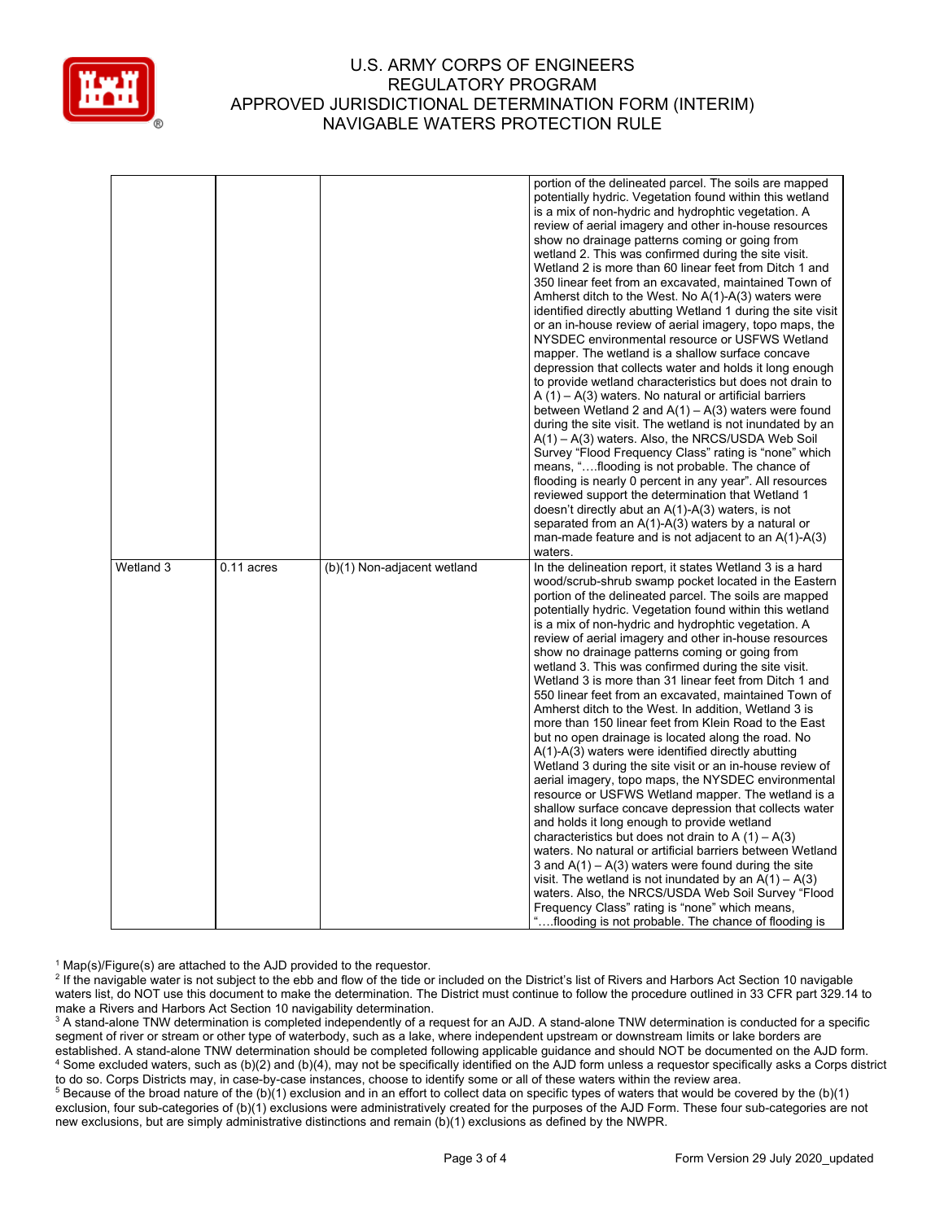| | | | |
|---|---|---|---|
| | | | portion of the delineated parcel. The soils are mapped potentially hydric. Vegetation found within this wetland is a mix of non-hydric and hydrophtic vegetation. A review of aerial imagery and other in-house resources show no drainage patterns coming or going from wetland 2. This was confirmed during the site visit. Wetland 2 is more than 60 linear feet from Ditch 1 and 350 linear feet from an excavated, maintained Town of Amherst ditch to the West. No A(1)-A(3) waters were identified directly abutting Wetland 1 during the site visit or an in-house review of aerial imagery, topo maps, the NYSDEC environmental resource or USFWS Wetland mapper. The wetland is a shallow surface concave depression that collects water and holds it long enough to provide wetland characteristics but does not drain to A (1) – A(3) waters. No natural or artificial barriers between Wetland 2 and A(1) – A(3) waters were found during the site visit. The wetland is not inundated by an A(1) – A(3) waters. Also, the NRCS/USDA Web Soil Survey "Flood Frequency Class" rating is "none" which means, "….flooding is not probable. The chance of flooding is nearly 0 percent in any year". All resources reviewed support the determination that Wetland 1 doesn't directly abut an A(1)-A(3) waters, is not separated from an A(1)-A(3) waters by a natural or man-made feature and is not adjacent to an A(1)-A(3) waters. |
| Wetland 3 | 0.11 acres | (b)(1) Non-adjacent wetland | In the delineation report, it states Wetland 3 is a hard wood/scrub-shrub swamp pocket located in the Eastern portion of the delineated parcel. The soils are mapped potentially hydric. Vegetation found within this wetland is a mix of non-hydric and hydrophtic vegetation. A review of aerial imagery and other in-house resources show no drainage patterns coming or going from wetland 3. This was confirmed during the site visit. Wetland 3 is more than 31 linear feet from Ditch 1 and 550 linear feet from an excavated, maintained Town of Amherst ditch to the West. In addition, Wetland 3 is more than 150 linear feet from Klein Road to the East but no open drainage is located along the road. No A(1)-A(3) waters were identified directly abutting Wetland 3 during the site visit or an in-house review of aerial imagery, topo maps, the NYSDEC environmental resource or USFWS Wetland mapper. The wetland is a shallow surface concave depression that collects water and holds it long enough to provide wetland characteristics but does not drain to A (1) – A(3) waters. No natural or artificial barriers between Wetland 3 and A(1) – A(3) waters were found during the site visit. The wetland is not inundated by an A(1) – A(3) waters. Also, the NRCS/USDA Web Soil Survey "Flood Frequency Class" rating is "none" which means, "….flooding is not probable. The chance of flooding is |

[1] Map(s)/Figure(s) are attached to the AJD provided to the requestor.
[2] If the navigable water is not subject to the ebb and flow of the tide or included on the District's list of Rivers and Harbors Act Section 10 navigable waters list, do NOT use this document to make the determination. The District must continue to follow the procedure outlined in 33 CFR part 329.14 to make a Rivers and Harbors Act Section 10 navigability determination.
[3] A stand-alone TNW determination is completed independently of a request for an AJD. A stand-alone TNW determination is conducted for a specific segment of river or stream or other type of waterbody, such as a lake, where independent upstream or downstream limits or lake borders are established. A stand-alone TNW determination should be completed following applicable guidance and should NOT be documented on the AJD form.
[4] Some excluded waters, such as (b)(2) and (b)(4), may not be specifically identified on the AJD form unless a requestor specifically asks a Corps district to do so. Corps Districts may, in case-by-case instances, choose to identify some or all of these waters within the review area.
[5] Because of the broad nature of the (b)(1) exclusion and in an effort to collect data on specific types of waters that would be covered by the (b)(1) exclusion, four sub-categories of (b)(1) exclusions were administratively created for the purposes of the AJD Form. These four sub-categories are not new exclusions, but are simply administrative distinctions and remain (b)(1) exclusions as defined by the NWPR.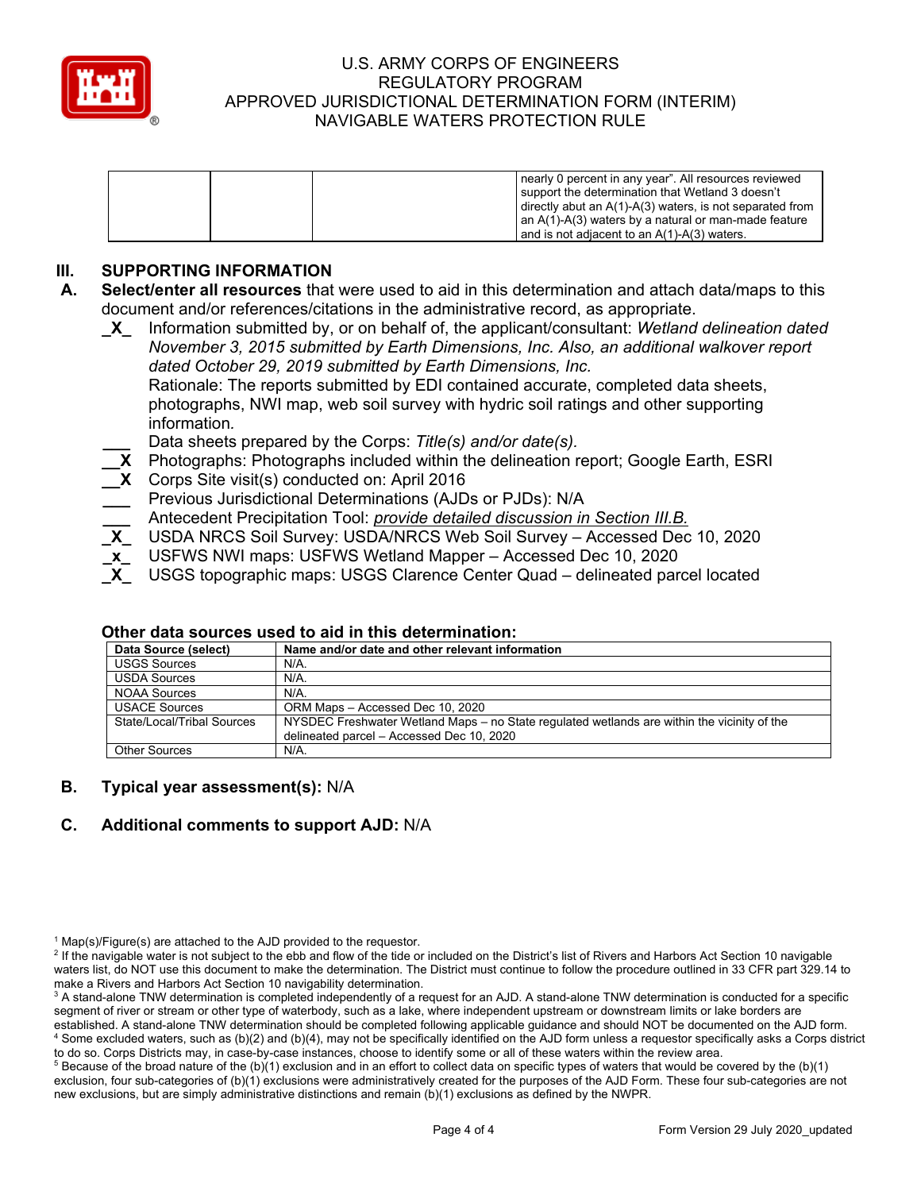| | | | |
|---|---|---|---|
| | | | nearly 0 percent in any year". All resources reviewed support the determination that Wetland 3 doesn't directly abut an A(1)-A(3) waters, is not separated from an A(1)-A(3) waters by a natural or man-made feature and is not adjacent to an A(1)-A(3) waters. |

## III. SUPPORTING INFORMATION

**A. Select/enter all resources** that were used to aid in this determination and attach data/maps to this document and/or references/citations in the administrative record, as appropriate.

_X_ Information submitted by, or on behalf of, the applicant/consultant: *Wetland delineation dated November 3, 2015 submitted by Earth Dimensions, Inc. Also, an additional walkover report dated October 29, 2019 submitted by Earth Dimensions, Inc.*
Rationale: The reports submitted by EDI contained accurate, completed data sheets, photographs, NWI map, web soil survey with hydric soil ratings and other supporting information.

___ Data sheets prepared by the Corps: *Title(s) and/or date(s).*

__X Photographs: Photographs included within the delineation report; Google Earth, ESRI

__X Corps Site visit(s) conducted on: April 2016

___ Previous Jurisdictional Determinations (AJDs or PJDs): N/A

___ Antecedent Precipitation Tool: *provide detailed discussion in Section III.B.*

_X_ USDA NRCS Soil Survey: USDA/NRCS Web Soil Survey – Accessed Dec 10, 2020

_x_ USFWS NWI maps: USFWS Wetland Mapper – Accessed Dec 10, 2020

_X_ USGS topographic maps: USGS Clarence Center Quad – delineated parcel located

### Other data sources used to aid in this determination:

| Data Source (select) | Name and/or date and other relevant information |
|---|---|
| USGS Sources | N/A. |
| USDA Sources | N/A. |
| NOAA Sources | N/A. |
| USACE Sources | ORM Maps – Accessed Dec 10, 2020 |
| State/Local/Tribal Sources | NYSDEC Freshwater Wetland Maps – no State regulated wetlands are within the vicinity of the delineated parcel – Accessed Dec 10, 2020 |
| Other Sources | N/A. |

**B. Typical year assessment(s):** N/A

**C. Additional comments to support AJD:** N/A

[1] Map(s)/Figure(s) are attached to the AJD provided to the requestor.

[2] If the navigable water is not subject to the ebb and flow of the tide or included on the District's list of Rivers and Harbors Act Section 10 navigable waters list, do NOT use this document to make the determination. The District must continue to follow the procedure outlined in 33 CFR part 329.14 to make a Rivers and Harbors Act Section 10 navigability determination.

[3] A stand-alone TNW determination is completed independently of a request for an AJD. A stand-alone TNW determination is conducted for a specific segment of river or stream or other type of waterbody, such as a lake, where independent upstream or downstream limits or lake borders are established. A stand-alone TNW determination should be completed following applicable guidance and should NOT be documented on the AJD form.

[4] Some excluded waters, such as (b)(2) and (b)(4), may not be specifically identified on the AJD form unless a requestor specifically asks a Corps district to do so. Corps Districts may, in case-by-case instances, choose to identify some or all of these waters within the review area.

[5] Because of the broad nature of the (b)(1) exclusion and in an effort to collect data on specific types of waters that would be covered by the (b)(1) exclusion, four sub-categories of (b)(1) exclusions were administratively created for the purposes of the AJD Form. These four sub-categories are not new exclusions, but are simply administrative distinctions and remain (b)(1) exclusions as defined by the NWPR.